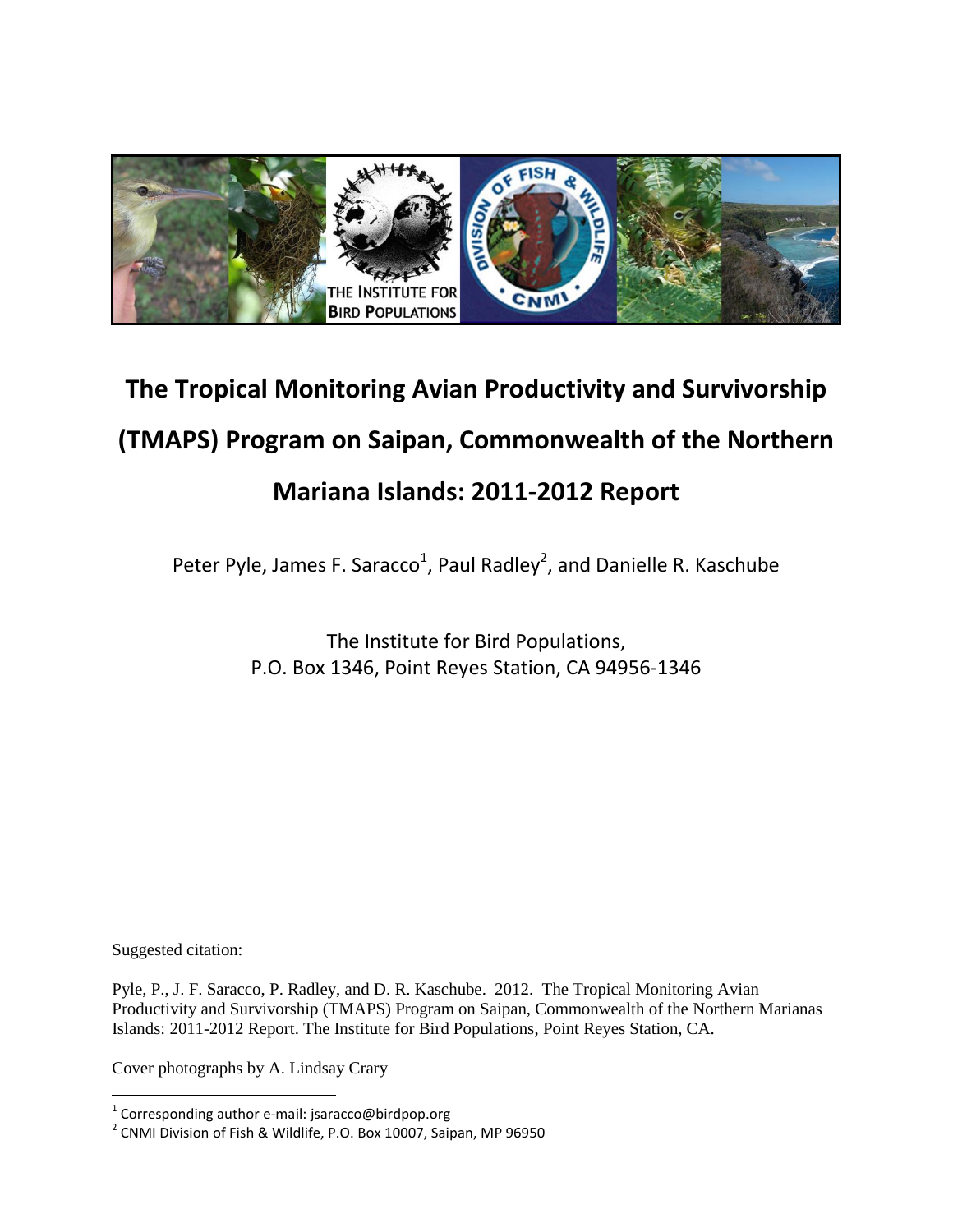# The Tropical Monitoring Avian Productivity and Survivorship (TMAPS) Program on Saipan, Commonwealth of the Northern Mariana Islands: 2011-2012 Report

Peter Pyle, James F. Saracco[1], Paul Radley[2], and Danielle R. Kaschube

The Institute for Bird Populations,
P.O. Box 1346, Point Reyes Station, CA 94956-1346

Suggested citation:

Pyle, P., J. F. Saracco, P. Radley, and D. R. Kaschube. 2012. The Tropical Monitoring Avian Productivity and Survivorship (TMAPS) Program on Saipan, Commonwealth of the Northern Marianas Islands: 2011-2012 Report. The Institute for Bird Populations, Point Reyes Station, CA.

Cover photographs by A. Lindsay Crary

[1] Corresponding author e-mail: jsaracco@birdpop.org

[2] CNMI Division of Fish & Wildlife, P.O. Box 10007, Saipan, MP 96950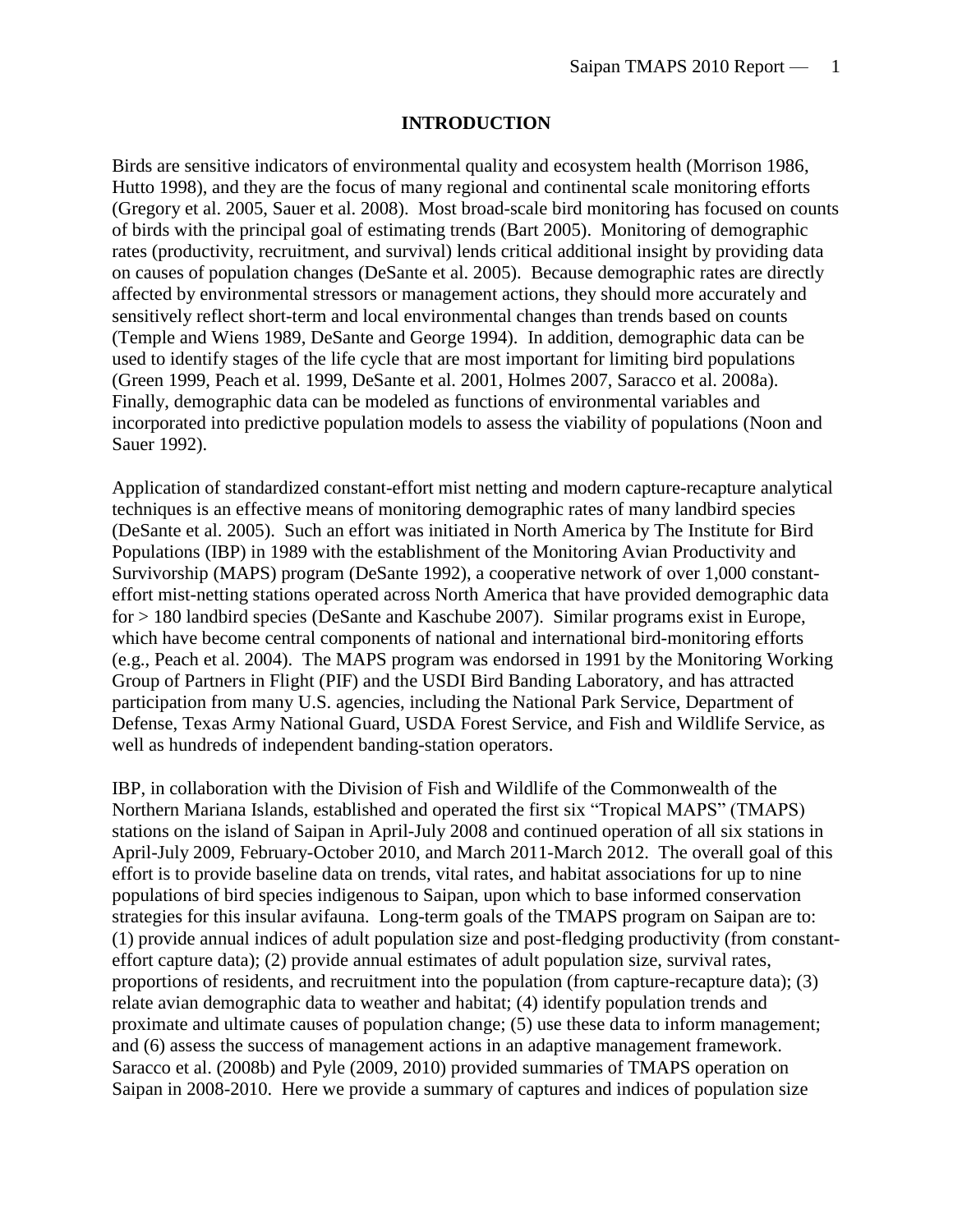## INTRODUCTION

Birds are sensitive indicators of environmental quality and ecosystem health (Morrison 1986, Hutto 1998), and they are the focus of many regional and continental scale monitoring efforts (Gregory et al. 2005, Sauer et al. 2008). Most broad-scale bird monitoring has focused on counts of birds with the principal goal of estimating trends (Bart 2005). Monitoring of demographic rates (productivity, recruitment, and survival) lends critical additional insight by providing data on causes of population changes (DeSante et al. 2005). Because demographic rates are directly affected by environmental stressors or management actions, they should more accurately and sensitively reflect short-term and local environmental changes than trends based on counts (Temple and Wiens 1989, DeSante and George 1994). In addition, demographic data can be used to identify stages of the life cycle that are most important for limiting bird populations (Green 1999, Peach et al. 1999, DeSante et al. 2001, Holmes 2007, Saracco et al. 2008a). Finally, demographic data can be modeled as functions of environmental variables and incorporated into predictive population models to assess the viability of populations (Noon and Sauer 1992).

Application of standardized constant-effort mist netting and modern capture-recapture analytical techniques is an effective means of monitoring demographic rates of many landbird species (DeSante et al. 2005). Such an effort was initiated in North America by The Institute for Bird Populations (IBP) in 1989 with the establishment of the Monitoring Avian Productivity and Survivorship (MAPS) program (DeSante 1992), a cooperative network of over 1,000 constant-effort mist-netting stations operated across North America that have provided demographic data for > 180 landbird species (DeSante and Kaschube 2007). Similar programs exist in Europe, which have become central components of national and international bird-monitoring efforts (e.g., Peach et al. 2004). The MAPS program was endorsed in 1991 by the Monitoring Working Group of Partners in Flight (PIF) and the USDI Bird Banding Laboratory, and has attracted participation from many U.S. agencies, including the National Park Service, Department of Defense, Texas Army National Guard, USDA Forest Service, and Fish and Wildlife Service, as well as hundreds of independent banding-station operators.

IBP, in collaboration with the Division of Fish and Wildlife of the Commonwealth of the Northern Mariana Islands, established and operated the first six "Tropical MAPS" (TMAPS) stations on the island of Saipan in April-July 2008 and continued operation of all six stations in April-July 2009, February-October 2010, and March 2011-March 2012. The overall goal of this effort is to provide baseline data on trends, vital rates, and habitat associations for up to nine populations of bird species indigenous to Saipan, upon which to base informed conservation strategies for this insular avifauna. Long-term goals of the TMAPS program on Saipan are to: (1) provide annual indices of adult population size and post-fledging productivity (from constant-effort capture data); (2) provide annual estimates of adult population size, survival rates, proportions of residents, and recruitment into the population (from capture-recapture data); (3) relate avian demographic data to weather and habitat; (4) identify population trends and proximate and ultimate causes of population change; (5) use these data to inform management; and (6) assess the success of management actions in an adaptive management framework. Saracco et al. (2008b) and Pyle (2009, 2010) provided summaries of TMAPS operation on Saipan in 2008-2010. Here we provide a summary of captures and indices of population size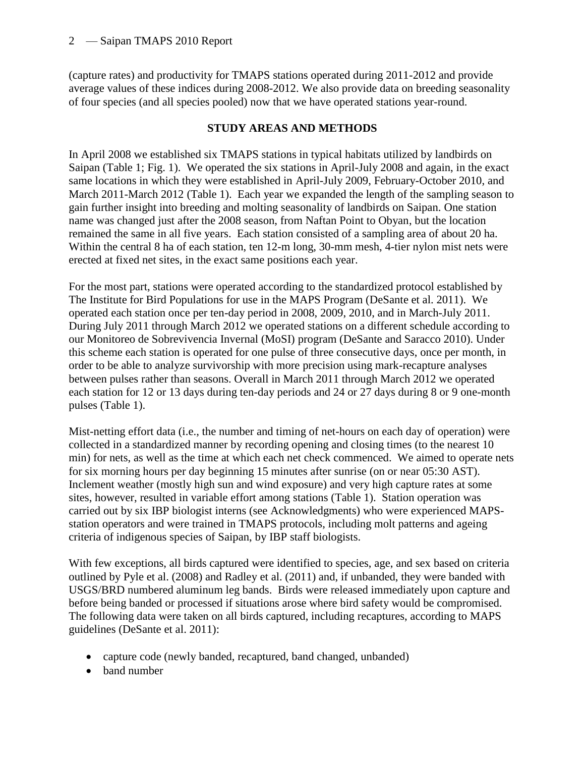(capture rates) and productivity for TMAPS stations operated during 2011-2012 and provide average values of these indices during 2008-2012. We also provide data on breeding seasonality of four species (and all species pooled) now that we have operated stations year-round.

## STUDY AREAS AND METHODS

In April 2008 we established six TMAPS stations in typical habitats utilized by landbirds on Saipan (Table 1; Fig. 1). We operated the six stations in April-July 2008 and again, in the exact same locations in which they were established in April-July 2009, February-October 2010, and March 2011-March 2012 (Table 1). Each year we expanded the length of the sampling season to gain further insight into breeding and molting seasonality of landbirds on Saipan. One station name was changed just after the 2008 season, from Naftan Point to Obyan, but the location remained the same in all five years. Each station consisted of a sampling area of about 20 ha. Within the central 8 ha of each station, ten 12-m long, 30-mm mesh, 4-tier nylon mist nets were erected at fixed net sites, in the exact same positions each year.

For the most part, stations were operated according to the standardized protocol established by The Institute for Bird Populations for use in the MAPS Program (DeSante et al. 2011). We operated each station once per ten-day period in 2008, 2009, 2010, and in March-July 2011. During July 2011 through March 2012 we operated stations on a different schedule according to our Monitoreo de Sobrevivencia Invernal (MoSI) program (DeSante and Saracco 2010). Under this scheme each station is operated for one pulse of three consecutive days, once per month, in order to be able to analyze survivorship with more precision using mark-recapture analyses between pulses rather than seasons. Overall in March 2011 through March 2012 we operated each station for 12 or 13 days during ten-day periods and 24 or 27 days during 8 or 9 one-month pulses (Table 1).

Mist-netting effort data (i.e., the number and timing of net-hours on each day of operation) were collected in a standardized manner by recording opening and closing times (to the nearest 10 min) for nets, as well as the time at which each net check commenced. We aimed to operate nets for six morning hours per day beginning 15 minutes after sunrise (on or near 05:30 AST). Inclement weather (mostly high sun and wind exposure) and very high capture rates at some sites, however, resulted in variable effort among stations (Table 1). Station operation was carried out by six IBP biologist interns (see Acknowledgments) who were experienced MAPS-station operators and were trained in TMAPS protocols, including molt patterns and ageing criteria of indigenous species of Saipan, by IBP staff biologists.

With few exceptions, all birds captured were identified to species, age, and sex based on criteria outlined by Pyle et al. (2008) and Radley et al. (2011) and, if unbanded, they were banded with USGS/BRD numbered aluminum leg bands. Birds were released immediately upon capture and before being banded or processed if situations arose where bird safety would be compromised. The following data were taken on all birds captured, including recaptures, according to MAPS guidelines (DeSante et al. 2011):

- capture code (newly banded, recaptured, band changed, unbanded)
- band number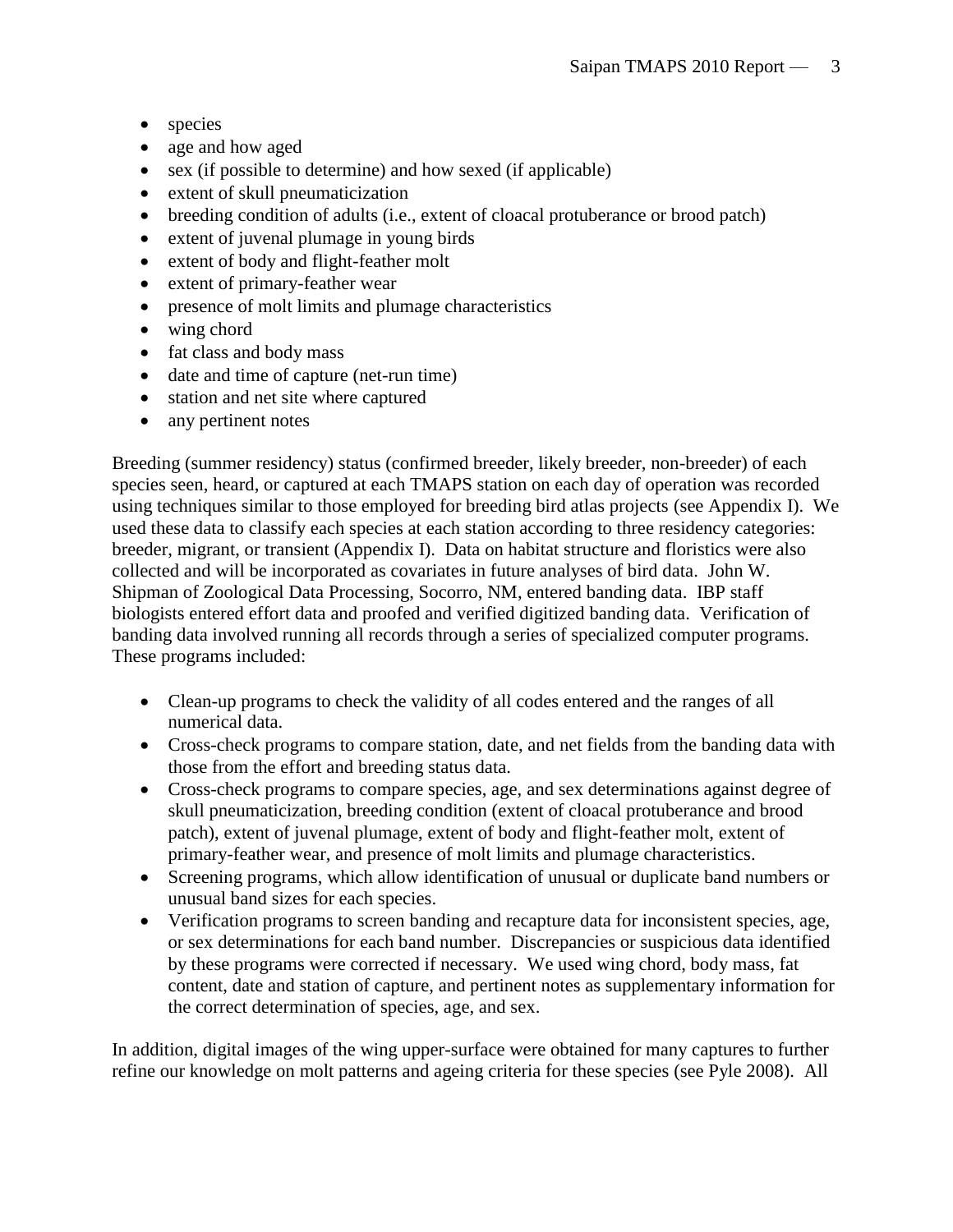- species
- age and how aged
- sex (if possible to determine) and how sexed (if applicable)
- extent of skull pneumaticization
- breeding condition of adults (i.e., extent of cloacal protuberance or brood patch)
- extent of juvenal plumage in young birds
- extent of body and flight-feather molt
- extent of primary-feather wear
- presence of molt limits and plumage characteristics
- wing chord
- fat class and body mass
- date and time of capture (net-run time)
- station and net site where captured
- any pertinent notes

Breeding (summer residency) status (confirmed breeder, likely breeder, non-breeder) of each species seen, heard, or captured at each TMAPS station on each day of operation was recorded using techniques similar to those employed for breeding bird atlas projects (see Appendix I). We used these data to classify each species at each station according to three residency categories: breeder, migrant, or transient (Appendix I). Data on habitat structure and floristics were also collected and will be incorporated as covariates in future analyses of bird data. John W. Shipman of Zoological Data Processing, Socorro, NM, entered banding data. IBP staff biologists entered effort data and proofed and verified digitized banding data. Verification of banding data involved running all records through a series of specialized computer programs. These programs included:

- Clean-up programs to check the validity of all codes entered and the ranges of all numerical data.
- Cross-check programs to compare station, date, and net fields from the banding data with those from the effort and breeding status data.
- Cross-check programs to compare species, age, and sex determinations against degree of skull pneumaticization, breeding condition (extent of cloacal protuberance and brood patch), extent of juvenal plumage, extent of body and flight-feather molt, extent of primary-feather wear, and presence of molt limits and plumage characteristics.
- Screening programs, which allow identification of unusual or duplicate band numbers or unusual band sizes for each species.
- Verification programs to screen banding and recapture data for inconsistent species, age, or sex determinations for each band number. Discrepancies or suspicious data identified by these programs were corrected if necessary. We used wing chord, body mass, fat content, date and station of capture, and pertinent notes as supplementary information for the correct determination of species, age, and sex.

In addition, digital images of the wing upper-surface were obtained for many captures to further refine our knowledge on molt patterns and ageing criteria for these species (see Pyle 2008). All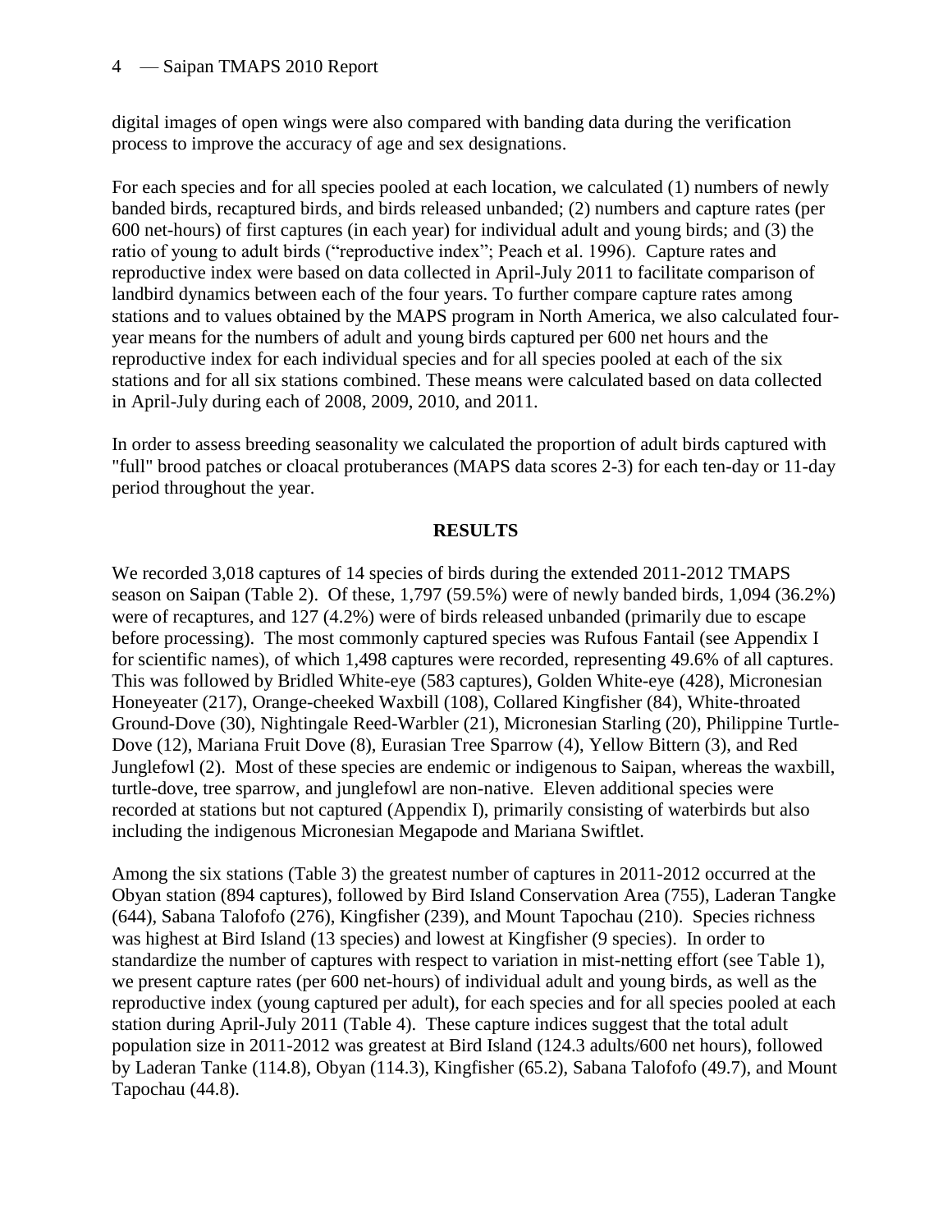digital images of open wings were also compared with banding data during the verification process to improve the accuracy of age and sex designations.

For each species and for all species pooled at each location, we calculated (1) numbers of newly banded birds, recaptured birds, and birds released unbanded; (2) numbers and capture rates (per 600 net-hours) of first captures (in each year) for individual adult and young birds; and (3) the ratio of young to adult birds ("reproductive index"; Peach et al. 1996). Capture rates and reproductive index were based on data collected in April-July 2011 to facilitate comparison of landbird dynamics between each of the four years. To further compare capture rates among stations and to values obtained by the MAPS program in North America, we also calculated four-year means for the numbers of adult and young birds captured per 600 net hours and the reproductive index for each individual species and for all species pooled at each of the six stations and for all six stations combined. These means were calculated based on data collected in April-July during each of 2008, 2009, 2010, and 2011.

In order to assess breeding seasonality we calculated the proportion of adult birds captured with "full" brood patches or cloacal protuberances (MAPS data scores 2-3) for each ten-day or 11-day period throughout the year.

## RESULTS

We recorded 3,018 captures of 14 species of birds during the extended 2011-2012 TMAPS season on Saipan (Table 2). Of these, 1,797 (59.5%) were of newly banded birds, 1,094 (36.2%) were of recaptures, and 127 (4.2%) were of birds released unbanded (primarily due to escape before processing). The most commonly captured species was Rufous Fantail (see Appendix I for scientific names), of which 1,498 captures were recorded, representing 49.6% of all captures. This was followed by Bridled White-eye (583 captures), Golden White-eye (428), Micronesian Honeyeater (217), Orange-cheeked Waxbill (108), Collared Kingfisher (84), White-throated Ground-Dove (30), Nightingale Reed-Warbler (21), Micronesian Starling (20), Philippine Turtle-Dove (12), Mariana Fruit Dove (8), Eurasian Tree Sparrow (4), Yellow Bittern (3), and Red Junglefowl (2). Most of these species are endemic or indigenous to Saipan, whereas the waxbill, turtle-dove, tree sparrow, and junglefowl are non-native. Eleven additional species were recorded at stations but not captured (Appendix I), primarily consisting of waterbirds but also including the indigenous Micronesian Megapode and Mariana Swiftlet.

Among the six stations (Table 3) the greatest number of captures in 2011-2012 occurred at the Obyan station (894 captures), followed by Bird Island Conservation Area (755), Laderan Tangke (644), Sabana Talofofo (276), Kingfisher (239), and Mount Tapochau (210). Species richness was highest at Bird Island (13 species) and lowest at Kingfisher (9 species). In order to standardize the number of captures with respect to variation in mist-netting effort (see Table 1), we present capture rates (per 600 net-hours) of individual adult and young birds, as well as the reproductive index (young captured per adult), for each species and for all species pooled at each station during April-July 2011 (Table 4). These capture indices suggest that the total adult population size in 2011-2012 was greatest at Bird Island (124.3 adults/600 net hours), followed by Laderan Tanke (114.8), Obyan (114.3), Kingfisher (65.2), Sabana Talofofo (49.7), and Mount Tapochau (44.8).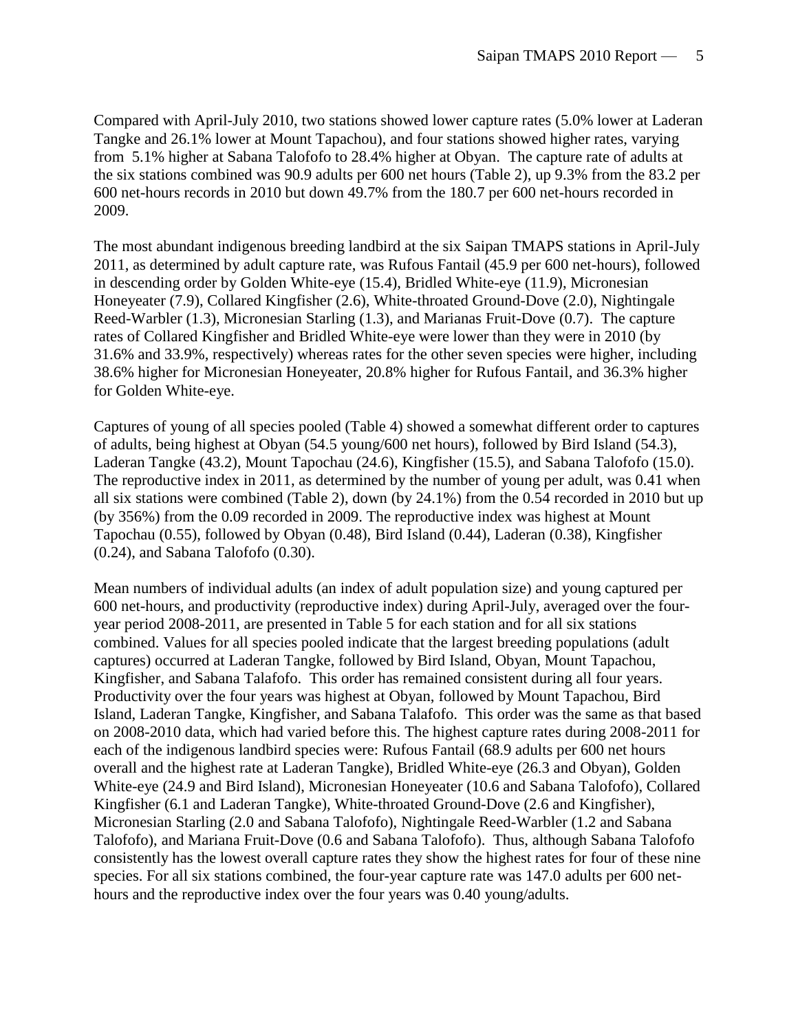Compared with April-July 2010, two stations showed lower capture rates (5.0% lower at Laderan Tangke and 26.1% lower at Mount Tapachou), and four stations showed higher rates, varying from 5.1% higher at Sabana Talofofo to 28.4% higher at Obyan. The capture rate of adults at the six stations combined was 90.9 adults per 600 net hours (Table 2), up 9.3% from the 83.2 per 600 net-hours records in 2010 but down 49.7% from the 180.7 per 600 net-hours recorded in 2009.

The most abundant indigenous breeding landbird at the six Saipan TMAPS stations in April-July 2011, as determined by adult capture rate, was Rufous Fantail (45.9 per 600 net-hours), followed in descending order by Golden White-eye (15.4), Bridled White-eye (11.9), Micronesian Honeyeater (7.9), Collared Kingfisher (2.6), White-throated Ground-Dove (2.0), Nightingale Reed-Warbler (1.3), Micronesian Starling (1.3), and Marianas Fruit-Dove (0.7). The capture rates of Collared Kingfisher and Bridled White-eye were lower than they were in 2010 (by 31.6% and 33.9%, respectively) whereas rates for the other seven species were higher, including 38.6% higher for Micronesian Honeyeater, 20.8% higher for Rufous Fantail, and 36.3% higher for Golden White-eye.

Captures of young of all species pooled (Table 4) showed a somewhat different order to captures of adults, being highest at Obyan (54.5 young/600 net hours), followed by Bird Island (54.3), Laderan Tangke (43.2), Mount Tapochau (24.6), Kingfisher (15.5), and Sabana Talofofo (15.0). The reproductive index in 2011, as determined by the number of young per adult, was 0.41 when all six stations were combined (Table 2), down (by 24.1%) from the 0.54 recorded in 2010 but up (by 356%) from the 0.09 recorded in 2009. The reproductive index was highest at Mount Tapochau (0.55), followed by Obyan (0.48), Bird Island (0.44), Laderan (0.38), Kingfisher (0.24), and Sabana Talofofo (0.30).

Mean numbers of individual adults (an index of adult population size) and young captured per 600 net-hours, and productivity (reproductive index) during April-July, averaged over the four-year period 2008-2011, are presented in Table 5 for each station and for all six stations combined. Values for all species pooled indicate that the largest breeding populations (adult captures) occurred at Laderan Tangke, followed by Bird Island, Obyan, Mount Tapachou, Kingfisher, and Sabana Talafofo. This order has remained consistent during all four years. Productivity over the four years was highest at Obyan, followed by Mount Tapachou, Bird Island, Laderan Tangke, Kingfisher, and Sabana Talafofo. This order was the same as that based on 2008-2010 data, which had varied before this. The highest capture rates during 2008-2011 for each of the indigenous landbird species were: Rufous Fantail (68.9 adults per 600 net hours overall and the highest rate at Laderan Tangke), Bridled White-eye (26.3 and Obyan), Golden White-eye (24.9 and Bird Island), Micronesian Honeyeater (10.6 and Sabana Talofofo), Collared Kingfisher (6.1 and Laderan Tangke), White-throated Ground-Dove (2.6 and Kingfisher), Micronesian Starling (2.0 and Sabana Talofofo), Nightingale Reed-Warbler (1.2 and Sabana Talofofo), and Mariana Fruit-Dove (0.6 and Sabana Talofofo). Thus, although Sabana Talofofo consistently has the lowest overall capture rates they show the highest rates for four of these nine species. For all six stations combined, the four-year capture rate was 147.0 adults per 600 net-hours and the reproductive index over the four years was 0.40 young/adults.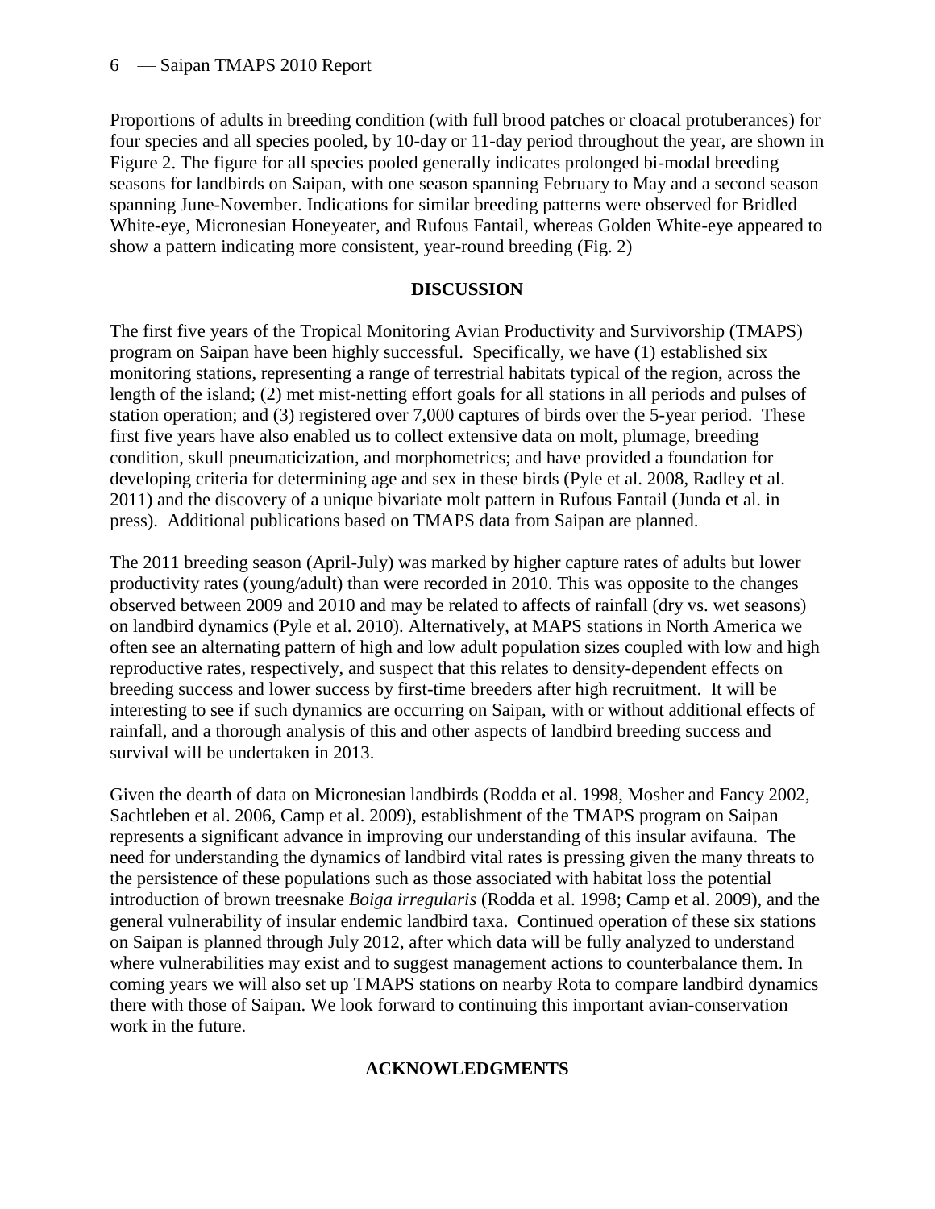Proportions of adults in breeding condition (with full brood patches or cloacal protuberances) for four species and all species pooled, by 10-day or 11-day period throughout the year, are shown in Figure 2. The figure for all species pooled generally indicates prolonged bi-modal breeding seasons for landbirds on Saipan, with one season spanning February to May and a second season spanning June-November. Indications for similar breeding patterns were observed for Bridled White-eye, Micronesian Honeyeater, and Rufous Fantail, whereas Golden White-eye appeared to show a pattern indicating more consistent, year-round breeding (Fig. 2)

## DISCUSSION

The first five years of the Tropical Monitoring Avian Productivity and Survivorship (TMAPS) program on Saipan have been highly successful. Specifically, we have (1) established six monitoring stations, representing a range of terrestrial habitats typical of the region, across the length of the island; (2) met mist-netting effort goals for all stations in all periods and pulses of station operation; and (3) registered over 7,000 captures of birds over the 5-year period. These first five years have also enabled us to collect extensive data on molt, plumage, breeding condition, skull pneumaticization, and morphometrics; and have provided a foundation for developing criteria for determining age and sex in these birds (Pyle et al. 2008, Radley et al. 2011) and the discovery of a unique bivariate molt pattern in Rufous Fantail (Junda et al. in press). Additional publications based on TMAPS data from Saipan are planned.

The 2011 breeding season (April-July) was marked by higher capture rates of adults but lower productivity rates (young/adult) than were recorded in 2010. This was opposite to the changes observed between 2009 and 2010 and may be related to affects of rainfall (dry vs. wet seasons) on landbird dynamics (Pyle et al. 2010). Alternatively, at MAPS stations in North America we often see an alternating pattern of high and low adult population sizes coupled with low and high reproductive rates, respectively, and suspect that this relates to density-dependent effects on breeding success and lower success by first-time breeders after high recruitment. It will be interesting to see if such dynamics are occurring on Saipan, with or without additional effects of rainfall, and a thorough analysis of this and other aspects of landbird breeding success and survival will be undertaken in 2013.

Given the dearth of data on Micronesian landbirds (Rodda et al. 1998, Mosher and Fancy 2002, Sachtleben et al. 2006, Camp et al. 2009), establishment of the TMAPS program on Saipan represents a significant advance in improving our understanding of this insular avifauna. The need for understanding the dynamics of landbird vital rates is pressing given the many threats to the persistence of these populations such as those associated with habitat loss the potential introduction of brown treesnake *Boiga irregularis* (Rodda et al. 1998; Camp et al. 2009), and the general vulnerability of insular endemic landbird taxa. Continued operation of these six stations on Saipan is planned through July 2012, after which data will be fully analyzed to understand where vulnerabilities may exist and to suggest management actions to counterbalance them. In coming years we will also set up TMAPS stations on nearby Rota to compare landbird dynamics there with those of Saipan. We look forward to continuing this important avian-conservation work in the future.

## ACKNOWLEDGMENTS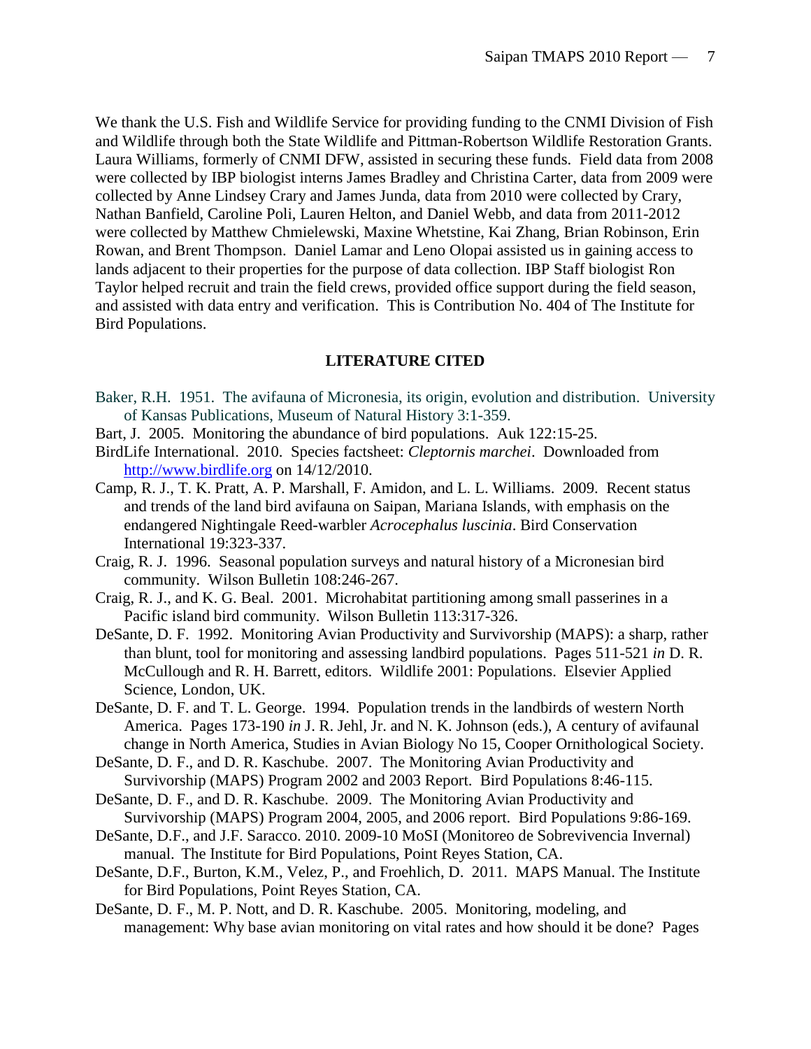We thank the U.S. Fish and Wildlife Service for providing funding to the CNMI Division of Fish and Wildlife through both the State Wildlife and Pittman-Robertson Wildlife Restoration Grants. Laura Williams, formerly of CNMI DFW, assisted in securing these funds. Field data from 2008 were collected by IBP biologist interns James Bradley and Christina Carter, data from 2009 were collected by Anne Lindsey Crary and James Junda, data from 2010 were collected by Crary, Nathan Banfield, Caroline Poli, Lauren Helton, and Daniel Webb, and data from 2011-2012 were collected by Matthew Chmielewski, Maxine Whetstine, Kai Zhang, Brian Robinson, Erin Rowan, and Brent Thompson. Daniel Lamar and Leno Olopai assisted us in gaining access to lands adjacent to their properties for the purpose of data collection. IBP Staff biologist Ron Taylor helped recruit and train the field crews, provided office support during the field season, and assisted with data entry and verification. This is Contribution No. 404 of The Institute for Bird Populations.

## LITERATURE CITED

Baker, R.H. 1951. The avifauna of Micronesia, its origin, evolution and distribution. University of Kansas Publications, Museum of Natural History 3:1-359.

Bart, J. 2005. Monitoring the abundance of bird populations. Auk 122:15-25.

BirdLife International. 2010. Species factsheet: *Cleptornis marchei*. Downloaded from http://www.birdlife.org on 14/12/2010.

Camp, R. J., T. K. Pratt, A. P. Marshall, F. Amidon, and L. L. Williams. 2009. Recent status and trends of the land bird avifauna on Saipan, Mariana Islands, with emphasis on the endangered Nightingale Reed-warbler *Acrocephalus luscinia*. Bird Conservation International 19:323-337.

Craig, R. J. 1996. Seasonal population surveys and natural history of a Micronesian bird community. Wilson Bulletin 108:246-267.

Craig, R. J., and K. G. Beal. 2001. Microhabitat partitioning among small passerines in a Pacific island bird community. Wilson Bulletin 113:317-326.

DeSante, D. F. 1992. Monitoring Avian Productivity and Survivorship (MAPS): a sharp, rather than blunt, tool for monitoring and assessing landbird populations. Pages 511-521 *in* D. R. McCullough and R. H. Barrett, editors. Wildlife 2001: Populations. Elsevier Applied Science, London, UK.

DeSante, D. F. and T. L. George. 1994. Population trends in the landbirds of western North America. Pages 173-190 *in* J. R. Jehl, Jr. and N. K. Johnson (eds.), A century of avifaunal change in North America, Studies in Avian Biology No 15, Cooper Ornithological Society.

DeSante, D. F., and D. R. Kaschube. 2007. The Monitoring Avian Productivity and Survivorship (MAPS) Program 2002 and 2003 Report. Bird Populations 8:46-115.

DeSante, D. F., and D. R. Kaschube. 2009. The Monitoring Avian Productivity and Survivorship (MAPS) Program 2004, 2005, and 2006 report. Bird Populations 9:86-169.

DeSante, D.F., and J.F. Saracco. 2010. 2009-10 MoSI (Monitoreo de Sobrevivencia Invernal) manual. The Institute for Bird Populations, Point Reyes Station, CA.

DeSante, D.F., Burton, K.M., Velez, P., and Froehlich, D. 2011. MAPS Manual. The Institute for Bird Populations, Point Reyes Station, CA.

DeSante, D. F., M. P. Nott, and D. R. Kaschube. 2005. Monitoring, modeling, and management: Why base avian monitoring on vital rates and how should it be done? Pages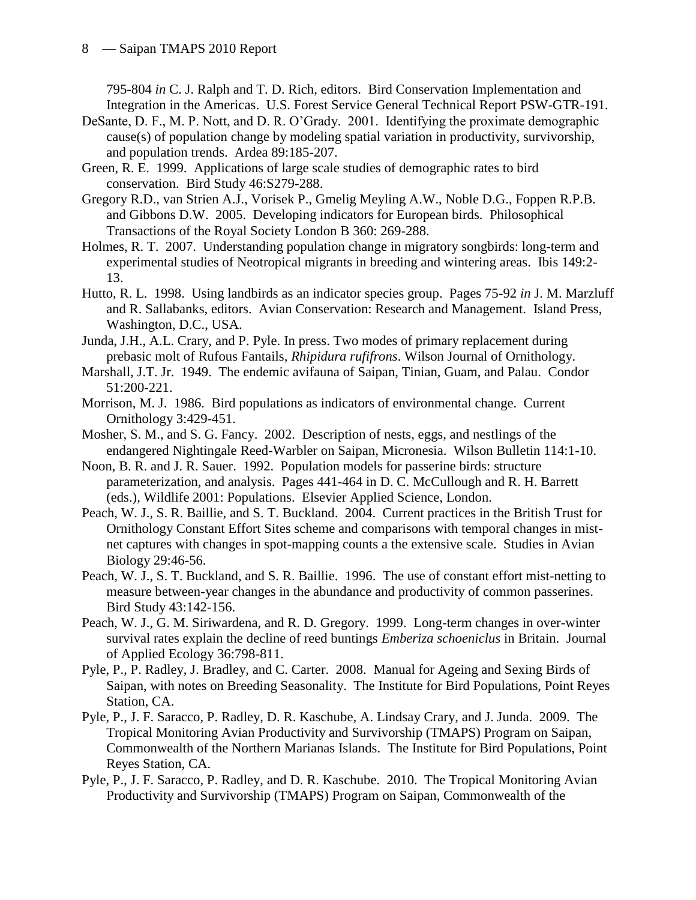795-804 *in* C. J. Ralph and T. D. Rich, editors. Bird Conservation Implementation and Integration in the Americas. U.S. Forest Service General Technical Report PSW-GTR-191.

DeSante, D. F., M. P. Nott, and D. R. O'Grady. 2001. Identifying the proximate demographic cause(s) of population change by modeling spatial variation in productivity, survivorship, and population trends. Ardea 89:185-207.

Green, R. E. 1999. Applications of large scale studies of demographic rates to bird conservation. Bird Study 46:S279-288.

Gregory R.D., van Strien A.J., Vorisek P., Gmelig Meyling A.W., Noble D.G., Foppen R.P.B. and Gibbons D.W. 2005. Developing indicators for European birds. Philosophical Transactions of the Royal Society London B 360: 269-288.

Holmes, R. T. 2007. Understanding population change in migratory songbirds: long-term and experimental studies of Neotropical migrants in breeding and wintering areas. Ibis 149:2-13.

Hutto, R. L. 1998. Using landbirds as an indicator species group. Pages 75-92 *in* J. M. Marzluff and R. Sallabanks, editors. Avian Conservation: Research and Management. Island Press, Washington, D.C., USA.

Junda, J.H., A.L. Crary, and P. Pyle. In press. Two modes of primary replacement during prebasic molt of Rufous Fantails, *Rhipidura rufifrons*. Wilson Journal of Ornithology.

Marshall, J.T. Jr. 1949. The endemic avifauna of Saipan, Tinian, Guam, and Palau. Condor 51:200-221.

Morrison, M. J. 1986. Bird populations as indicators of environmental change. Current Ornithology 3:429-451.

Mosher, S. M., and S. G. Fancy. 2002. Description of nests, eggs, and nestlings of the endangered Nightingale Reed-Warbler on Saipan, Micronesia. Wilson Bulletin 114:1-10.

Noon, B. R. and J. R. Sauer. 1992. Population models for passerine birds: structure parameterization, and analysis. Pages 441-464 in D. C. McCullough and R. H. Barrett (eds.), Wildlife 2001: Populations. Elsevier Applied Science, London.

Peach, W. J., S. R. Baillie, and S. T. Buckland. 2004. Current practices in the British Trust for Ornithology Constant Effort Sites scheme and comparisons with temporal changes in mist-net captures with changes in spot-mapping counts a the extensive scale. Studies in Avian Biology 29:46-56.

Peach, W. J., S. T. Buckland, and S. R. Baillie. 1996. The use of constant effort mist-netting to measure between-year changes in the abundance and productivity of common passerines. Bird Study 43:142-156.

Peach, W. J., G. M. Siriwardena, and R. D. Gregory. 1999. Long-term changes in over-winter survival rates explain the decline of reed buntings *Emberiza schoeniclus* in Britain. Journal of Applied Ecology 36:798-811.

Pyle, P., P. Radley, J. Bradley, and C. Carter. 2008. Manual for Ageing and Sexing Birds of Saipan, with notes on Breeding Seasonality. The Institute for Bird Populations, Point Reyes Station, CA.

Pyle, P., J. F. Saracco, P. Radley, D. R. Kaschube, A. Lindsay Crary, and J. Junda. 2009. The Tropical Monitoring Avian Productivity and Survivorship (TMAPS) Program on Saipan, Commonwealth of the Northern Marianas Islands. The Institute for Bird Populations, Point Reyes Station, CA.

Pyle, P., J. F. Saracco, P. Radley, and D. R. Kaschube. 2010. The Tropical Monitoring Avian Productivity and Survivorship (TMAPS) Program on Saipan, Commonwealth of the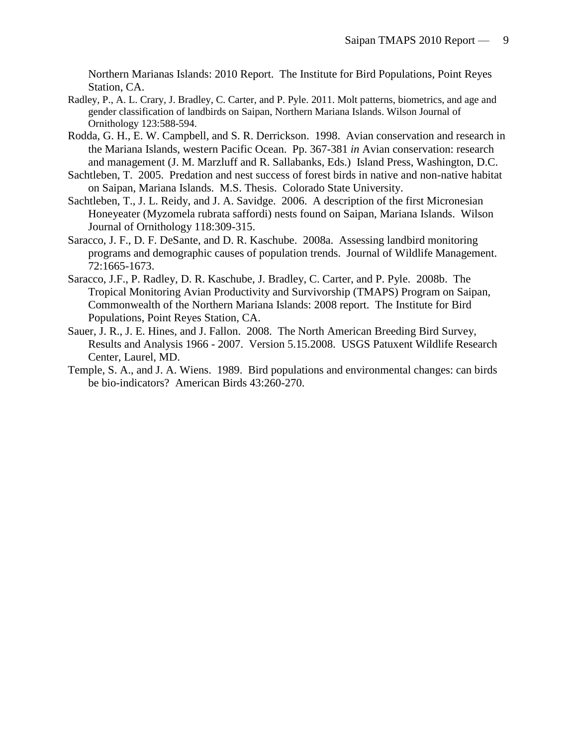Northern Marianas Islands: 2010 Report. The Institute for Bird Populations, Point Reyes Station, CA.

Radley, P., A. L. Crary, J. Bradley, C. Carter, and P. Pyle. 2011. Molt patterns, biometrics, and age and gender classification of landbirds on Saipan, Northern Mariana Islands. Wilson Journal of Ornithology 123:588-594.

Rodda, G. H., E. W. Campbell, and S. R. Derrickson. 1998. Avian conservation and research in the Mariana Islands, western Pacific Ocean. Pp. 367-381 *in* Avian conservation: research and management (J. M. Marzluff and R. Sallabanks, Eds.) Island Press, Washington, D.C.

Sachtleben, T. 2005. Predation and nest success of forest birds in native and non-native habitat on Saipan, Mariana Islands. M.S. Thesis. Colorado State University.

Sachtleben, T., J. L. Reidy, and J. A. Savidge. 2006. A description of the first Micronesian Honeyeater (Myzomela rubrata saffordi) nests found on Saipan, Mariana Islands. Wilson Journal of Ornithology 118:309-315.

Saracco, J. F., D. F. DeSante, and D. R. Kaschube. 2008a. Assessing landbird monitoring programs and demographic causes of population trends. Journal of Wildlife Management. 72:1665-1673.

Saracco, J.F., P. Radley, D. R. Kaschube, J. Bradley, C. Carter, and P. Pyle. 2008b. The Tropical Monitoring Avian Productivity and Survivorship (TMAPS) Program on Saipan, Commonwealth of the Northern Mariana Islands: 2008 report. The Institute for Bird Populations, Point Reyes Station, CA.

Sauer, J. R., J. E. Hines, and J. Fallon. 2008. The North American Breeding Bird Survey, Results and Analysis 1966 - 2007. Version 5.15.2008. USGS Patuxent Wildlife Research Center, Laurel, MD.

Temple, S. A., and J. A. Wiens. 1989. Bird populations and environmental changes: can birds be bio-indicators? American Birds 43:260-270.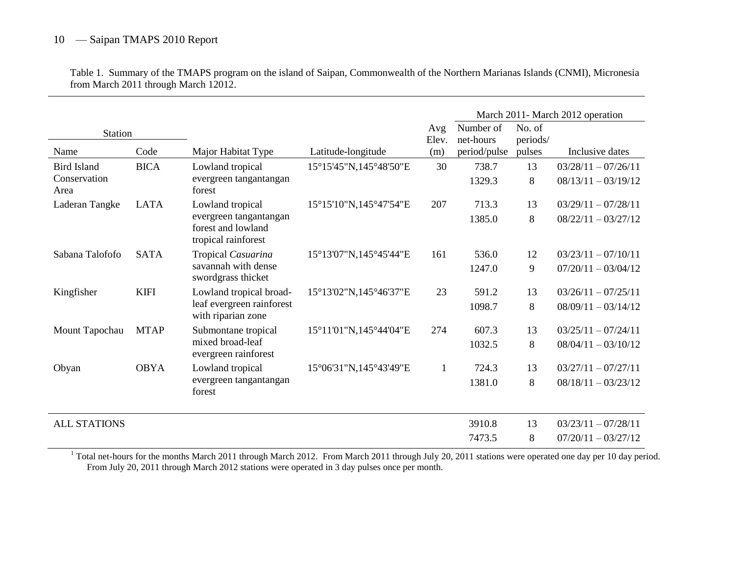Table 1. Summary of the TMAPS program on the island of Saipan, Commonwealth of the Northern Marianas Islands (CNMI), Micronesia from March 2011 through March 12012.

| Station | | | | | March 2011- March 2012 operation | | |
|---|---|---|---|---|---|---|---|
| Name | Code | Major Habitat Type | Latitude-longitude | Avg Elev. (m) | Number of net-hours period/pulse | No. of periods/ pulses | Inclusive dates |
| Bird Island Conservation Area | BICA | Lowland tropical evergreen tangantangan forest | 15°15'45"N,145°48'50"E | 30 | 738.7 | 13 | 03/28/11 – 07/26/11 |
| | | | | | 1329.3 | 8 | 08/13/11 – 03/19/12 |
| Laderan Tangke | LATA | Lowland tropical evergreen tangantangan forest and lowland tropical rainforest | 15°15'10"N,145°47'54"E | 207 | 713.3 | 13 | 03/29/11 – 07/28/11 |
| | | | | | 1385.0 | 8 | 08/22/11 – 03/27/12 |
| Sabana Talofofo | SATA | Tropical *Casuarina* savannah with dense swordgrass thicket | 15°13'07"N,145°45'44"E | 161 | 536.0 | 12 | 03/23/11 – 07/10/11 |
| | | | | | 1247.0 | 9 | 07/20/11 – 03/04/12 |
| Kingfisher | KIFI | Lowland tropical broad-leaf evergreen rainforest with riparian zone | 15°13'02"N,145°46'37"E | 23 | 591.2 | 13 | 03/26/11 – 07/25/11 |
| | | | | | 1098.7 | 8 | 08/09/11 – 03/14/12 |
| Mount Tapochau | MTAP | Submontane tropical mixed broad-leaf evergreen rainforest | 15°11'01"N,145°44'04"E | 274 | 607.3 | 13 | 03/25/11 – 07/24/11 |
| | | | | | 1032.5 | 8 | 08/04/11 – 03/10/12 |
| Obyan | OBYA | Lowland tropical evergreen tangantangan forest | 15°06'31"N,145°43'49"E | 1 | 724.3 | 13 | 03/27/11 – 07/27/11 |
| | | | | | 1381.0 | 8 | 08/18/11 – 03/23/12 |
| ALL STATIONS | | | | | 3910.8 | 13 | 03/23/11 – 07/28/11 |
| | | | | | 7473.5 | 8 | 07/20/11 – 03/27/12 |

[1] Total net-hours for the months March 2011 through March 2012. From March 2011 through July 20, 2011 stations were operated one day per 10 day period. From July 20, 2011 through March 2012 stations were operated in 3 day pulses once per month.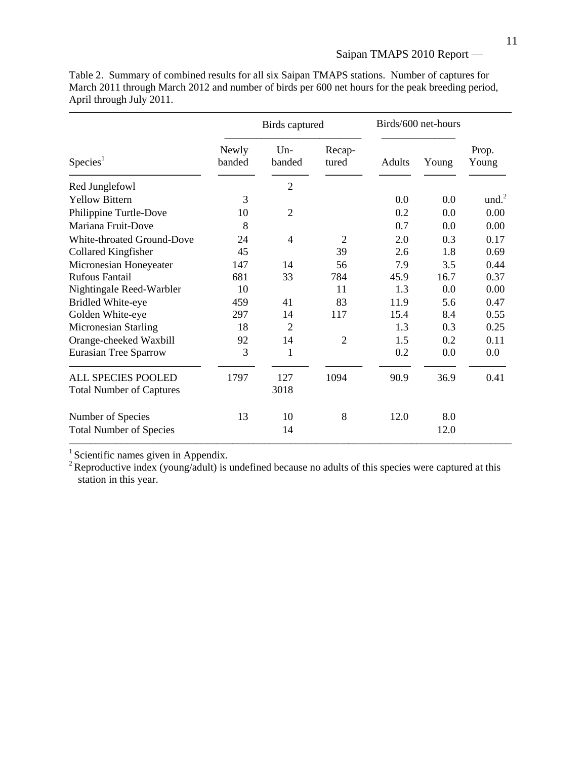Table 2. Summary of combined results for all six Saipan TMAPS stations. Number of captures for March 2011 through March 2012 and number of birds per 600 net hours for the peak breeding period, April through July 2011.

| | Birds captured | | | Birds/600 net-hours | | |
|---|---|---|---|---|---|---|
| Species[1] | Newly banded | Un-banded | Recap-tured | Adults | Young | Prop. Young |
| Red Junglefowl | | 2 | | | | |
| Yellow Bittern | 3 | | | 0.0 | 0.0 | und.[2] |
| Philippine Turtle-Dove | 10 | 2 | | 0.2 | 0.0 | 0.00 |
| Mariana Fruit-Dove | 8 | | | 0.7 | 0.0 | 0.00 |
| White-throated Ground-Dove | 24 | 4 | 2 | 2.0 | 0.3 | 0.17 |
| Collared Kingfisher | 45 | | 39 | 2.6 | 1.8 | 0.69 |
| Micronesian Honeyeater | 147 | 14 | 56 | 7.9 | 3.5 | 0.44 |
| Rufous Fantail | 681 | 33 | 784 | 45.9 | 16.7 | 0.37 |
| Nightingale Reed-Warbler | 10 | | 11 | 1.3 | 0.0 | 0.00 |
| Bridled White-eye | 459 | 41 | 83 | 11.9 | 5.6 | 0.47 |
| Golden White-eye | 297 | 14 | 117 | 15.4 | 8.4 | 0.55 |
| Micronesian Starling | 18 | 2 | | 1.3 | 0.3 | 0.25 |
| Orange-cheeked Waxbill | 92 | 14 | 2 | 1.5 | 0.2 | 0.11 |
| Eurasian Tree Sparrow | 3 | 1 | | 0.2 | 0.0 | 0.0 |
| ALL SPECIES POOLED | 1797 | 127 | 1094 | 90.9 | 36.9 | 0.41 |
| Total Number of Captures | | 3018 | | | | |
| Number of Species | 13 | 10 | 8 | 12.0 | 8.0 | |
| Total Number of Species | | 14 | | | 12.0 | |

[1] Scientific names given in Appendix.
[2] Reproductive index (young/adult) is undefined because no adults of this species were captured at this station in this year.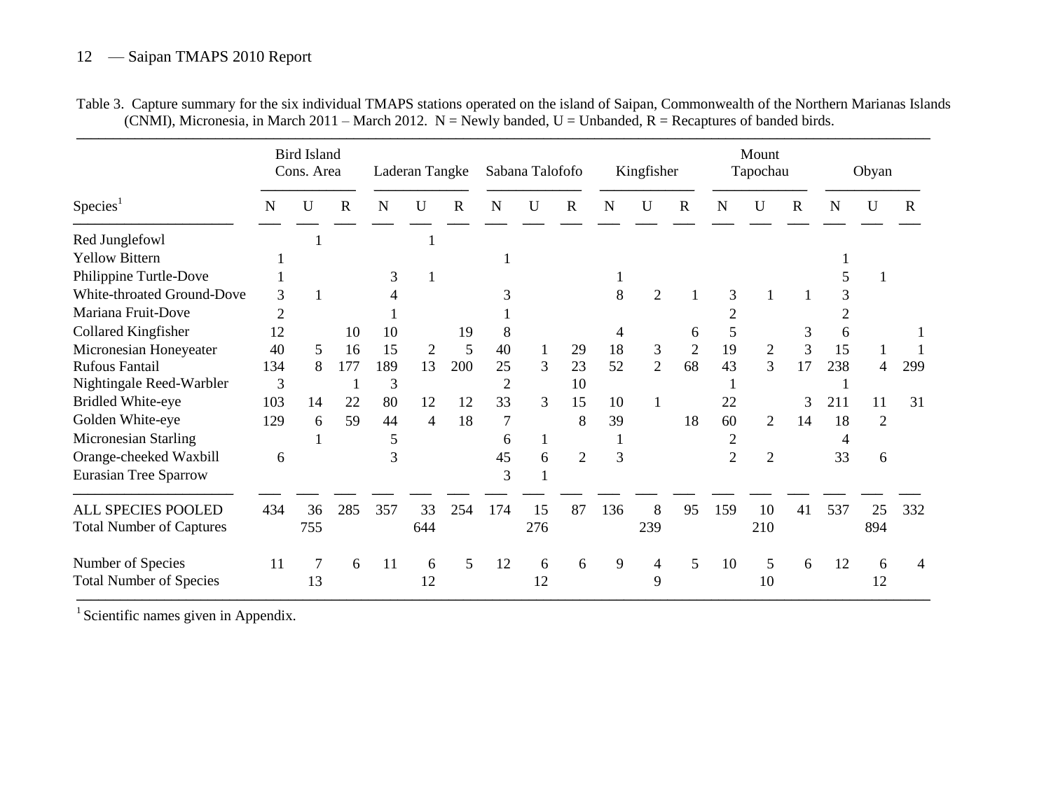Table 3. Capture summary for the six individual TMAPS stations operated on the island of Saipan, Commonwealth of the Northern Marianas Islands (CNMI), Micronesia, in March 2011 – March 2012. N = Newly banded, U = Unbanded, R = Recaptures of banded birds.

| | Bird Island Cons. Area | | | Laderan Tangke | | | Sabana Talofofo | | | Kingfisher | | | Mount Tapochau | | | Obyan | | |
|---|---|---|---|---|---|---|---|---|---|---|---|---|---|---|---|---|---|---|
| Species[1] | N | U | R | N | U | R | N | U | R | N | U | R | N | U | R | N | U | R |
| Red Junglefowl | | 1 | | | 1 | | | | | | | | | | | | | |
| Yellow Bittern | 1 | | | | | | 1 | | | | | | | | | 1 | | |
| Philippine Turtle-Dove | 1 | | | 3 | 1 | | | | | 1 | | | | | | 5 | 1 | |
| White-throated Ground-Dove | 3 | 1 | | 4 | | | 3 | | | 8 | 2 | 1 | 3 | 1 | 1 | 3 | | |
| Mariana Fruit-Dove | 2 | | | 1 | | | 1 | | | | | | 2 | | | 2 | | |
| Collared Kingfisher | 12 | | 10 | 10 | | 19 | 8 | | | 4 | | 6 | 5 | | 3 | 6 | | 1 |
| Micronesian Honeyeater | 40 | 5 | 16 | 15 | 2 | 5 | 40 | 1 | 29 | 18 | 3 | 2 | 19 | 2 | 3 | 15 | 1 | 1 |
| Rufous Fantail | 134 | 8 | 177 | 189 | 13 | 200 | 25 | 3 | 23 | 52 | 2 | 68 | 43 | 3 | 17 | 238 | 4 | 299 |
| Nightingale Reed-Warbler | 3 | | 1 | 3 | | | 2 | | 10 | | | | 1 | | | 1 | | |
| Bridled White-eye | 103 | 14 | 22 | 80 | 12 | 12 | 33 | 3 | 15 | 10 | 1 | | 22 | | 3 | 211 | 11 | 31 |
| Golden White-eye | 129 | 6 | 59 | 44 | 4 | 18 | 7 | | 8 | 39 | | 18 | 60 | 2 | 14 | 18 | 2 | |
| Micronesian Starling | | 1 | | 5 | | | 6 | 1 | | 1 | | | 2 | | | 4 | | |
| Orange-cheeked Waxbill | 6 | | | 3 | | | 45 | 6 | 2 | 3 | | | 2 | 2 | | 33 | 6 | |
| Eurasian Tree Sparrow | | | | | | | 3 | 1 | | | | | | | | | | |
| ALL SPECIES POOLED | 434 | 36 | 285 | 357 | 33 | 254 | 174 | 15 | 87 | 136 | 8 | 95 | 159 | 10 | 41 | 537 | 25 | 332 |
| Total Number of Captures | | 755 | | | 644 | | | 276 | | | 239 | | | 210 | | | 894 | |
| Number of Species | 11 | 7 | 6 | 11 | 6 | 5 | 12 | 6 | 6 | 9 | 4 | 5 | 10 | 5 | 6 | 12 | 6 | 4 |
| Total Number of Species | | 13 | | | 12 | | | 12 | | | 9 | | | 10 | | | 12 | |

[1] Scientific names given in Appendix.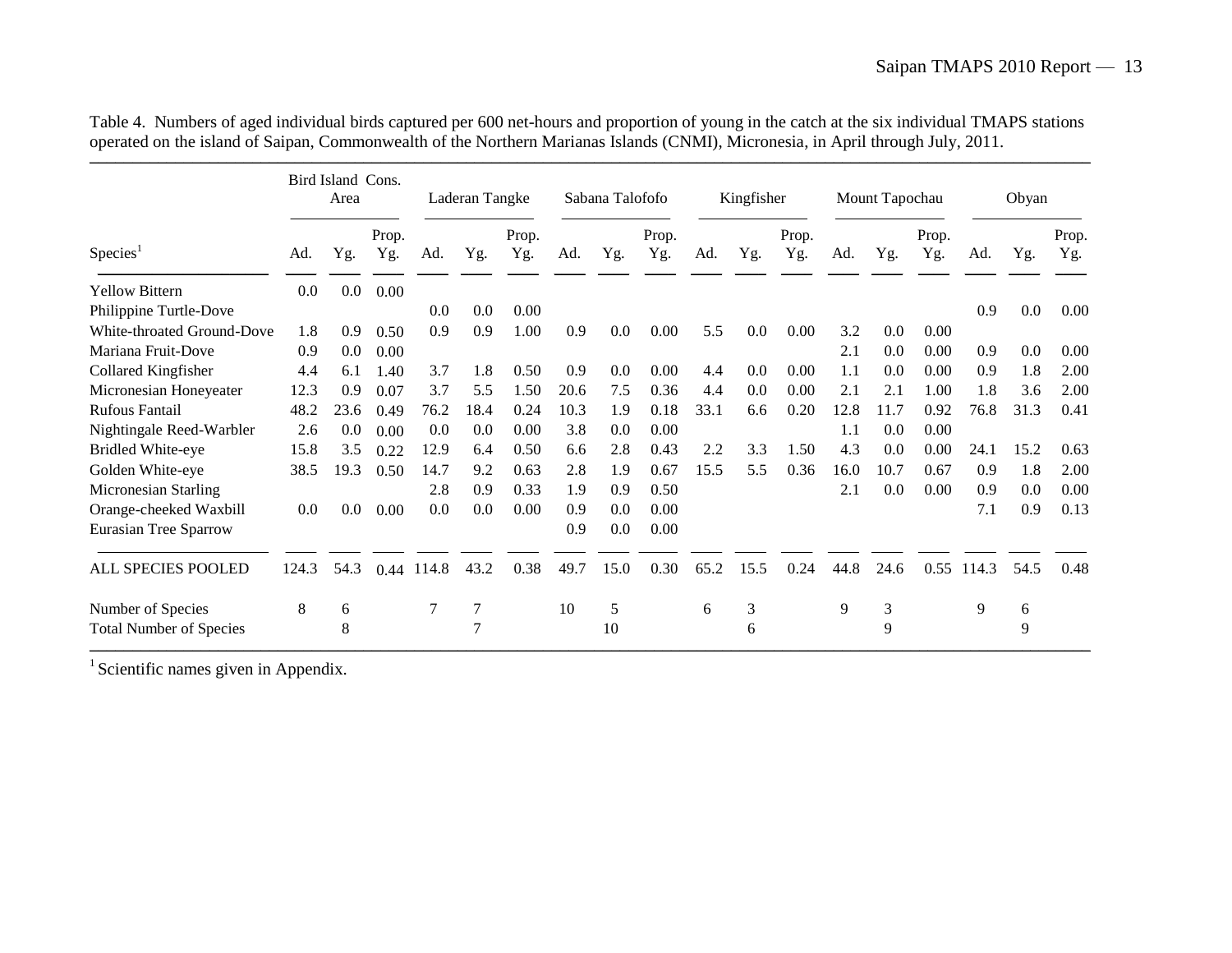Table 4. Numbers of aged individual birds captured per 600 net-hours and proportion of young in the catch at the six individual TMAPS stations operated on the island of Saipan, Commonwealth of the Northern Marianas Islands (CNMI), Micronesia, in April through July, 2011.

| | Bird Island Cons. Area | | | Laderan Tangke | | | Sabana Talofofo | | | Kingfisher | | | Mount Tapochau | | | Obyan | | |
|---|---|---|---|---|---|---|---|---|---|---|---|---|---|---|---|---|---|---|
| Species[1] | Ad. | Yg. | Prop. Yg. | Ad. | Yg. | Prop. Yg. | Ad. | Yg. | Prop. Yg. | Ad. | Yg. | Prop. Yg. | Ad. | Yg. | Prop. Yg. | Ad. | Yg. | Prop. Yg. |
| Yellow Bittern | 0.0 | 0.0 | 0.00 | | | | | | | | | | | | | | | |
| Philippine Turtle-Dove | | | | 0.0 | 0.0 | 0.00 | | | | | | | | | | 0.9 | 0.0 | 0.00 |
| White-throated Ground-Dove | 1.8 | 0.9 | 0.50 | 0.9 | 0.9 | 1.00 | 0.9 | 0.0 | 0.00 | 5.5 | 0.0 | 0.00 | 3.2 | 0.0 | 0.00 | | | |
| Mariana Fruit-Dove | 0.9 | 0.0 | 0.00 | | | | | | | | | | 2.1 | 0.0 | 0.00 | 0.9 | 0.0 | 0.00 |
| Collared Kingfisher | 4.4 | 6.1 | 1.40 | 3.7 | 1.8 | 0.50 | 0.9 | 0.0 | 0.00 | 4.4 | 0.0 | 0.00 | 1.1 | 0.0 | 0.00 | 0.9 | 1.8 | 2.00 |
| Micronesian Honeyeater | 12.3 | 0.9 | 0.07 | 3.7 | 5.5 | 1.50 | 20.6 | 7.5 | 0.36 | 4.4 | 0.0 | 0.00 | 2.1 | 2.1 | 1.00 | 1.8 | 3.6 | 2.00 |
| Rufous Fantail | 48.2 | 23.6 | 0.49 | 76.2 | 18.4 | 0.24 | 10.3 | 1.9 | 0.18 | 33.1 | 6.6 | 0.20 | 12.8 | 11.7 | 0.92 | 76.8 | 31.3 | 0.41 |
| Nightingale Reed-Warbler | 2.6 | 0.0 | 0.00 | 0.0 | 0.0 | 0.00 | 3.8 | 0.0 | 0.00 | | | | 1.1 | 0.0 | 0.00 | | | |
| Bridled White-eye | 15.8 | 3.5 | 0.22 | 12.9 | 6.4 | 0.50 | 6.6 | 2.8 | 0.43 | 2.2 | 3.3 | 1.50 | 4.3 | 0.0 | 0.00 | 24.1 | 15.2 | 0.63 |
| Golden White-eye | 38.5 | 19.3 | 0.50 | 14.7 | 9.2 | 0.63 | 2.8 | 1.9 | 0.67 | 15.5 | 5.5 | 0.36 | 16.0 | 10.7 | 0.67 | 0.9 | 1.8 | 2.00 |
| Micronesian Starling | | | | 2.8 | 0.9 | 0.33 | 1.9 | 0.9 | 0.50 | | | | 2.1 | 0.0 | 0.00 | 0.9 | 0.0 | 0.00 |
| Orange-cheeked Waxbill | 0.0 | 0.0 | 0.00 | 0.0 | 0.0 | 0.00 | 0.9 | 0.0 | 0.00 | | | | | | | 7.1 | 0.9 | 0.13 |
| Eurasian Tree Sparrow | | | | | | | 0.9 | 0.0 | 0.00 | | | | | | | | | |
| ALL SPECIES POOLED | 124.3 | 54.3 | 0.44 | 114.8 | 43.2 | 0.38 | 49.7 | 15.0 | 0.30 | 65.2 | 15.5 | 0.24 | 44.8 | 24.6 | 0.55 | 114.3 | 54.5 | 0.48 |
| Number of Species | 8 | 6 | | 7 | 7 | | 10 | 5 | | 6 | 3 | | 9 | 3 | | 9 | 6 | |
| Total Number of Species | | 8 | | | 7 | | | 10 | | | 6 | | | 9 | | | 9 | |

[1] Scientific names given in Appendix.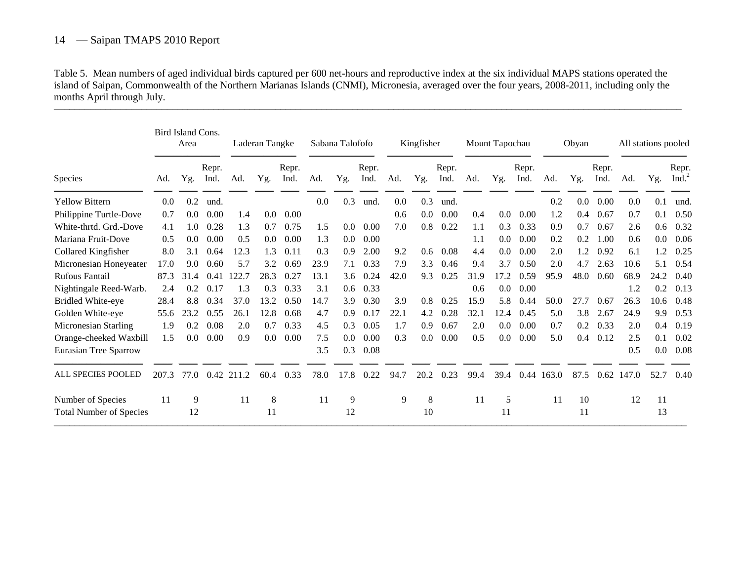Table 5. Mean numbers of aged individual birds captured per 600 net-hours and reproductive index at the six individual MAPS stations operated the island of Saipan, Commonwealth of the Northern Marianas Islands (CNMI), Micronesia, averaged over the four years, 2008-2011, including only the months April through July.

| | Bird Island Cons. Area | | | Laderan Tangke | | | Sabana Talofofo | | | Kingfisher | | | Mount Tapochau | | | Obyan | | | All stations pooled | | |
|---|---|---|---|---|---|---|---|---|---|---|---|---|---|---|---|---|---|---|---|---|---|
| Species | Ad. | Yg. | Repr. Ind. | Ad. | Yg. | Repr. Ind. | Ad. | Yg. | Repr. Ind. | Ad. | Yg. | Repr. Ind. | Ad. | Yg. | Repr. Ind. | Ad. | Yg. | Repr. Ind. | Ad. | Yg. | Repr. Ind.[2] |
| Yellow Bittern | 0.0 | 0.2 | und. | | | | 0.0 | 0.3 | und. | 0.0 | 0.3 | und. | | | | 0.2 | 0.0 | 0.00 | 0.0 | 0.1 | und. |
| Philippine Turtle-Dove | 0.7 | 0.0 | 0.00 | 1.4 | 0.0 | 0.00 | | | | 0.6 | 0.0 | 0.00 | 0.4 | 0.0 | 0.00 | 1.2 | 0.4 | 0.67 | 0.7 | 0.1 | 0.50 |
| White-thrtd. Grd.-Dove | 4.1 | 1.0 | 0.28 | 1.3 | 0.7 | 0.75 | 1.5 | 0.0 | 0.00 | 7.0 | 0.8 | 0.22 | 1.1 | 0.3 | 0.33 | 0.9 | 0.7 | 0.67 | 2.6 | 0.6 | 0.32 |
| Mariana Fruit-Dove | 0.5 | 0.0 | 0.00 | 0.5 | 0.0 | 0.00 | 1.3 | 0.0 | 0.00 | | | | 1.1 | 0.0 | 0.00 | 0.2 | 0.2 | 1.00 | 0.6 | 0.0 | 0.06 |
| Collared Kingfisher | 8.0 | 3.1 | 0.64 | 12.3 | 1.3 | 0.11 | 0.3 | 0.9 | 2.00 | 9.2 | 0.6 | 0.08 | 4.4 | 0.0 | 0.00 | 2.0 | 1.2 | 0.92 | 6.1 | 1.2 | 0.25 |
| Micronesian Honeyeater | 17.0 | 9.0 | 0.60 | 5.7 | 3.2 | 0.69 | 23.9 | 7.1 | 0.33 | 7.9 | 3.3 | 0.46 | 9.4 | 3.7 | 0.50 | 2.0 | 4.7 | 2.63 | 10.6 | 5.1 | 0.54 |
| Rufous Fantail | 87.3 | 31.4 | 0.41 | 122.7 | 28.3 | 0.27 | 13.1 | 3.6 | 0.24 | 42.0 | 9.3 | 0.25 | 31.9 | 17.2 | 0.59 | 95.9 | 48.0 | 0.60 | 68.9 | 24.2 | 0.40 |
| Nightingale Reed-Warb. | 2.4 | 0.2 | 0.17 | 1.3 | 0.3 | 0.33 | 3.1 | 0.6 | 0.33 | | | | 0.6 | 0.0 | 0.00 | | | | 1.2 | 0.2 | 0.13 |
| Bridled White-eye | 28.4 | 8.8 | 0.34 | 37.0 | 13.2 | 0.50 | 14.7 | 3.9 | 0.30 | 3.9 | 0.8 | 0.25 | 15.9 | 5.8 | 0.44 | 50.0 | 27.7 | 0.67 | 26.3 | 10.6 | 0.48 |
| Golden White-eye | 55.6 | 23.2 | 0.55 | 26.1 | 12.8 | 0.68 | 4.7 | 0.9 | 0.17 | 22.1 | 4.2 | 0.28 | 32.1 | 12.4 | 0.45 | 5.0 | 3.8 | 2.67 | 24.9 | 9.9 | 0.53 |
| Micronesian Starling | 1.9 | 0.2 | 0.08 | 2.0 | 0.7 | 0.33 | 4.5 | 0.3 | 0.05 | 1.7 | 0.9 | 0.67 | 2.0 | 0.0 | 0.00 | 0.7 | 0.2 | 0.33 | 2.0 | 0.4 | 0.19 |
| Orange-cheeked Waxbill | 1.5 | 0.0 | 0.00 | 0.9 | 0.0 | 0.00 | 7.5 | 0.0 | 0.00 | 0.3 | 0.0 | 0.00 | 0.5 | 0.0 | 0.00 | 5.0 | 0.4 | 0.12 | 2.5 | 0.1 | 0.02 |
| Eurasian Tree Sparrow | | | | | | | 3.5 | 0.3 | 0.08 | | | | | | | | | | 0.5 | 0.0 | 0.08 |
| ALL SPECIES POOLED | 207.3 | 77.0 | 0.42 | 211.2 | 60.4 | 0.33 | 78.0 | 17.8 | 0.22 | 94.7 | 20.2 | 0.23 | 99.4 | 39.4 | 0.44 | 163.0 | 87.5 | 0.62 | 147.0 | 52.7 | 0.40 |
| Number of Species | 11 | 9 | | 11 | 8 | | 11 | 9 | | 9 | 8 | | 11 | 5 | | 11 | 10 | | 12 | 11 | |
| Total Number of Species | | 12 | | | 11 | | | 12 | | | 10 | | | 11 | | | 11 | | | 13 | |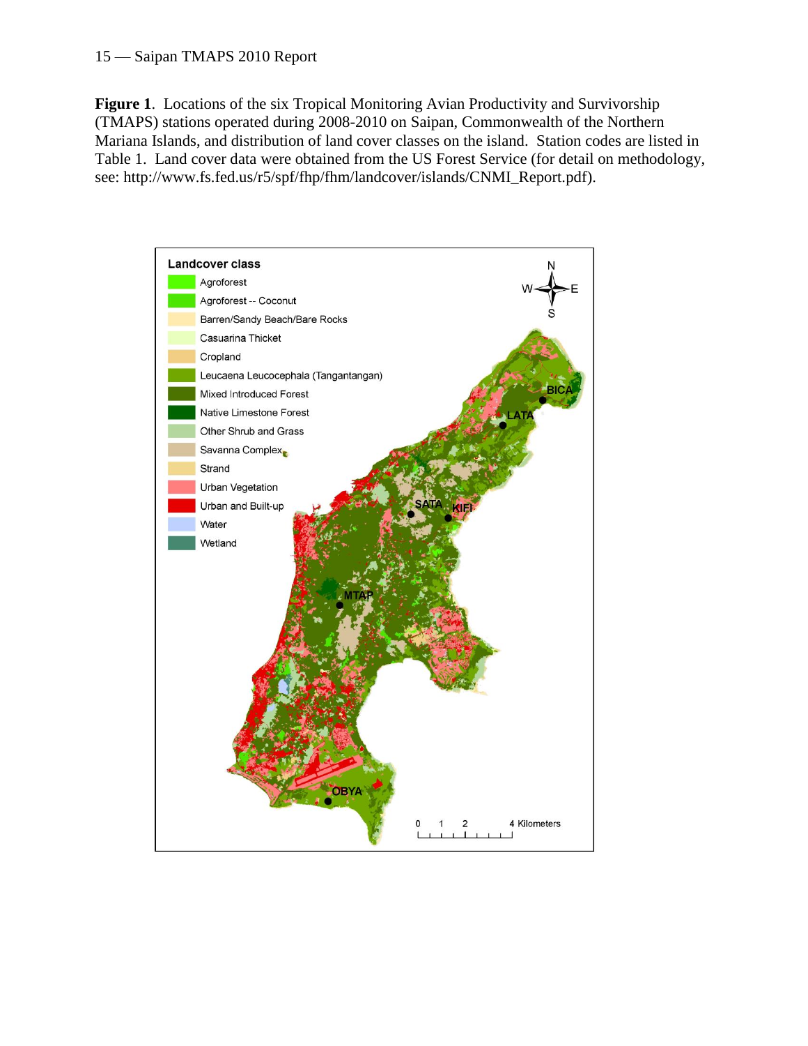**Figure 1**. Locations of the six Tropical Monitoring Avian Productivity and Survivorship (TMAPS) stations operated during 2008-2010 on Saipan, Commonwealth of the Northern Mariana Islands, and distribution of land cover classes on the island. Station codes are listed in Table 1. Land cover data were obtained from the US Forest Service (for detail on methodology, see: http://www.fs.fed.us/r5/spf/fhp/fhm/landcover/islands/CNMI_Report.pdf).

Landcover class

Agroforest

Agroforest -- Coconut

Barren/Sandy Beach/Bare Rocks

Casuarina Thicket

Cropland

Leucaena Leucocephala (Tangantangan)

Mixed Introduced Forest

Native Limestone Forest

Other Shrub and Grass

Savanna Complex

Strand

Urban Vegetation

Urban and Built-up

Water

Wetland

N

W

E

S

BICA

LATA

SATA

KIFI

MTAP

OBYA

0 1 2 4 Kilometers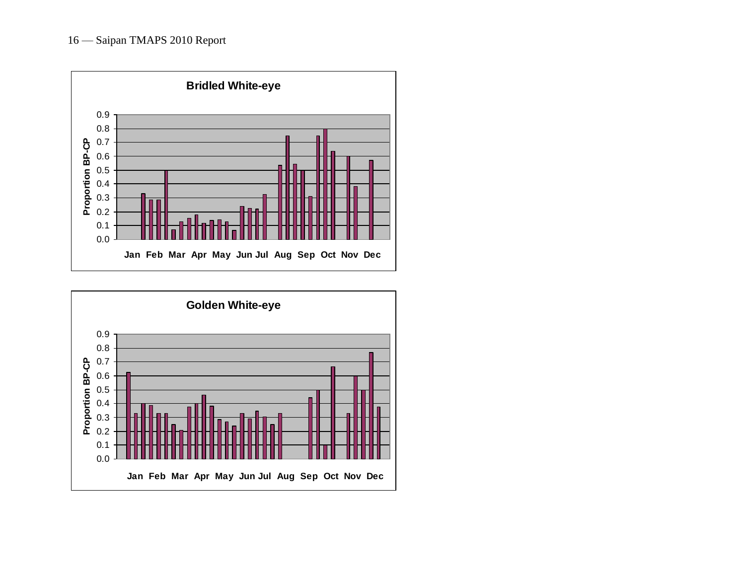Bridled White-eye

Proportion BP-CP

0.9
0.8
0.7
0.6
0.5
0.4
0.3
0.2
0.1
0.0

Jan Feb Mar Apr May Jun Jul Aug Sep Oct Nov Dec

Golden White-eye

Proportion BP-CP

0.9
0.8
0.7
0.6
0.5
0.4
0.3
0.2
0.1
0.0

Jan Feb Mar Apr May Jun Jul Aug Sep Oct Nov Dec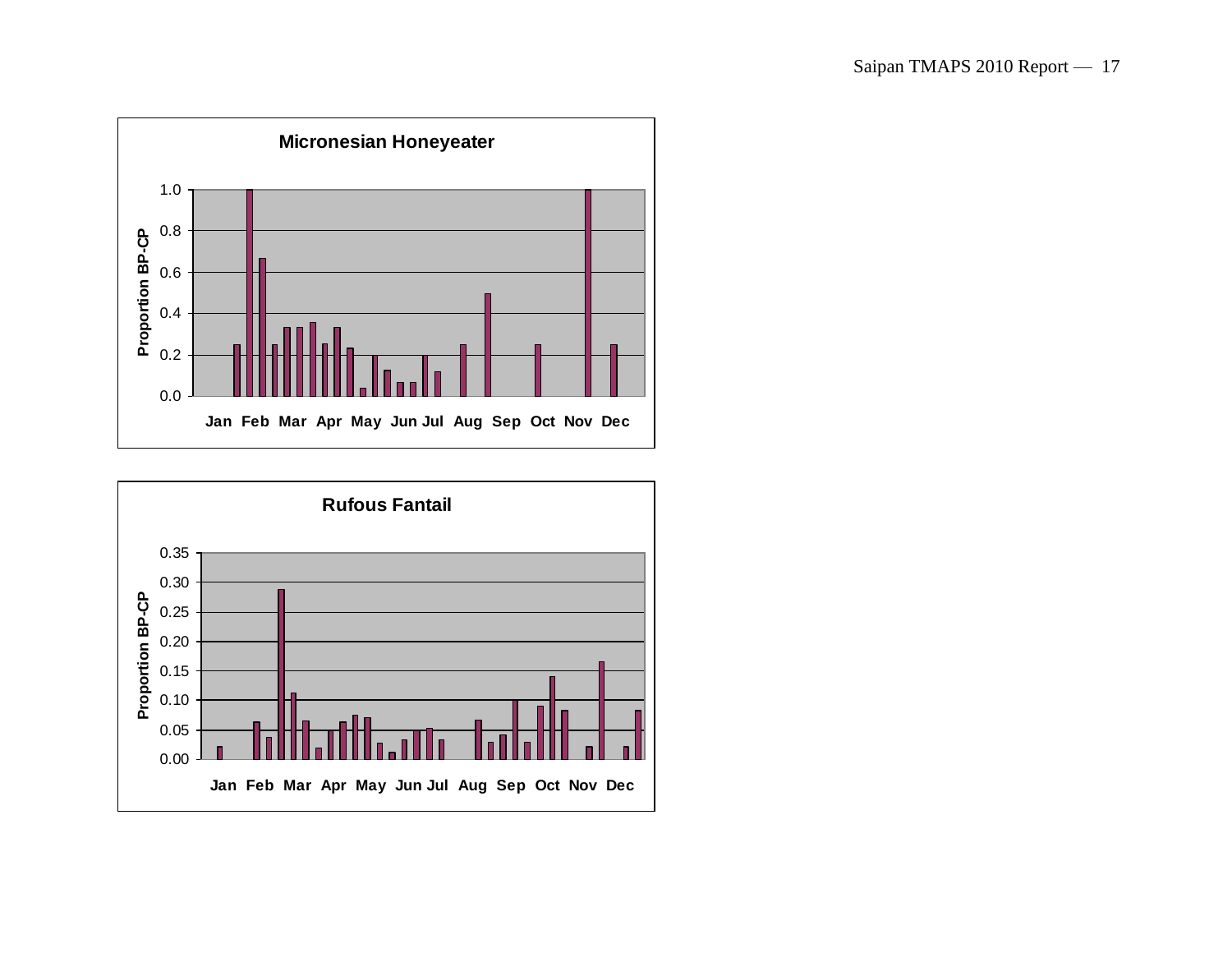Micronesian Honeyeater

Proportion BP-CP

1.0
0.8
0.6
0.4
0.2
0.0

Jan Feb Mar Apr May Jun Jul Aug Sep Oct Nov Dec

Rufous Fantail

Proportion BP-CP

0.35
0.30
0.25
0.20
0.15
0.10
0.05
0.00

Jan Feb Mar Apr May Jun Jul Aug Sep Oct Nov Dec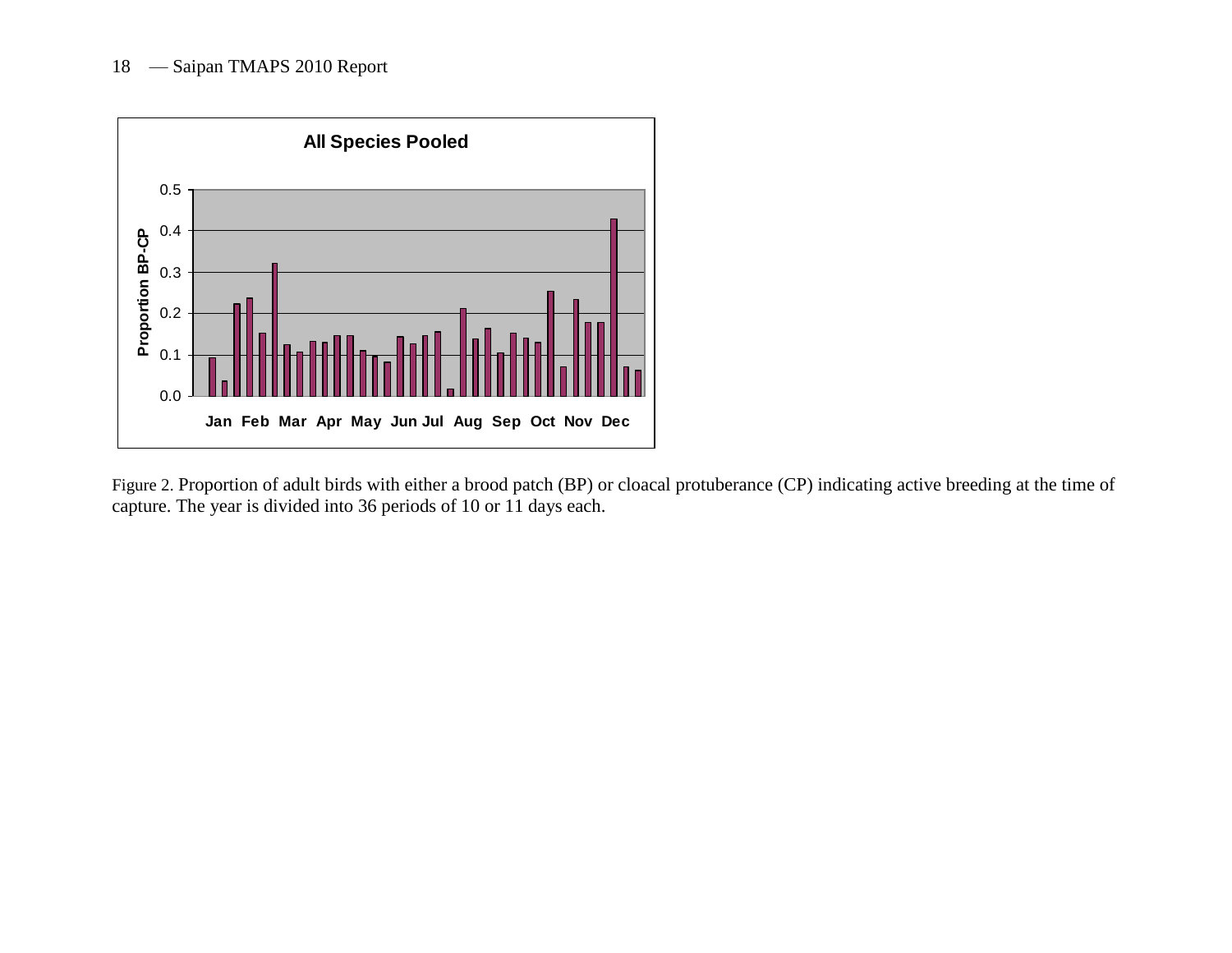All Species Pooled

Proportion BP-CP

0.5

0.4

0.3

0.2

0.1

0.0

Jan Feb Mar Apr May Jun Jul Aug Sep Oct Nov Dec

Figure 2. Proportion of adult birds with either a brood patch (BP) or cloacal protuberance (CP) indicating active breeding at the time of capture. The year is divided into 36 periods of 10 or 11 days each.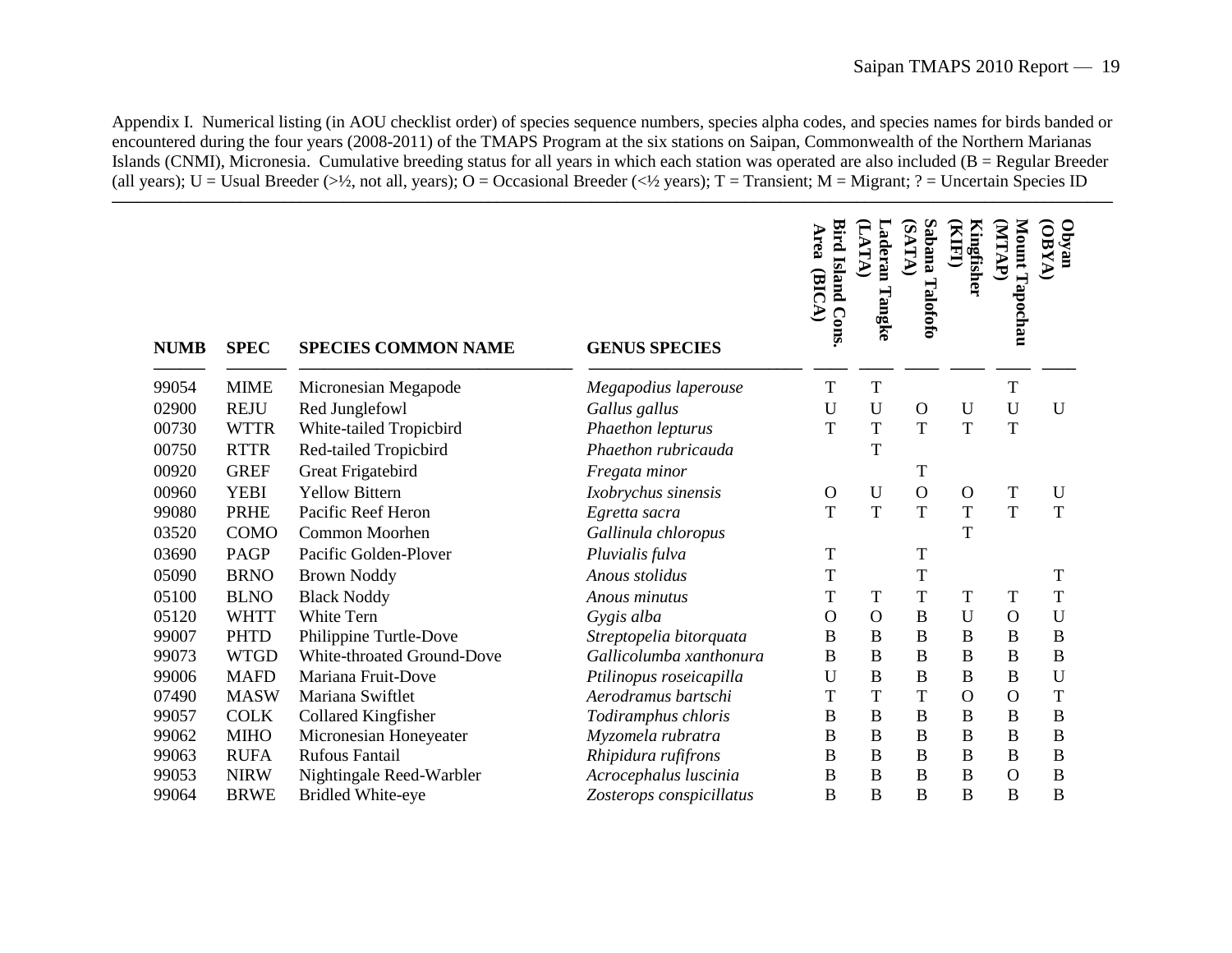Appendix I. Numerical listing (in AOU checklist order) of species sequence numbers, species alpha codes, and species names for birds banded or encountered during the four years (2008-2011) of the TMAPS Program at the six stations on Saipan, Commonwealth of the Northern Marianas Islands (CNMI), Micronesia. Cumulative breeding status for all years in which each station was operated are also included (B = Regular Breeder (all years); U = Usual Breeder (>½, not all, years); O = Occasional Breeder (<½ years); T = Transient; M = Migrant; ? = Uncertain Species ID

| NUMB | SPEC | SPECIES COMMON NAME | GENUS SPECIES | Bird Island Cons. Area (BICA) | Laderan Tangke (LATA) | Sabana Talofofo (SATA) | Kingfisher (KIFI) | Mount Tapochau (MTAP) | Obyan (OBYA) |
|---|---|---|---|---|---|---|---|---|---|
| 99054 | MIME | Micronesian Megapode | *Megapodius laperouse* | T | T | | | T | |
| 02900 | REJU | Red Junglefowl | *Gallus gallus* | U | U | O | U | U | U |
| 00730 | WTTR | White-tailed Tropicbird | *Phaethon lepturus* | T | T | T | T | T | |
| 00750 | RTTR | Red-tailed Tropicbird | *Phaethon rubricauda* | | T | | | | |
| 00920 | GREF | Great Frigatebird | *Fregata minor* | | | T | | | |
| 00960 | YEBI | Yellow Bittern | *Ixobrychus sinensis* | O | U | O | O | T | U |
| 99080 | PRHE | Pacific Reef Heron | *Egretta sacra* | T | T | T | T | T | T |
| 03520 | COMO | Common Moorhen | *Gallinula chloropus* | | | | T | | |
| 03690 | PAGP | Pacific Golden-Plover | *Pluvialis fulva* | T | | T | | | |
| 05090 | BRNO | Brown Noddy | *Anous stolidus* | T | | T | | | T |
| 05100 | BLNO | Black Noddy | *Anous minutus* | T | T | T | T | T | T |
| 05120 | WHTT | White Tern | *Gygis alba* | O | O | B | U | O | U |
| 99007 | PHTD | Philippine Turtle-Dove | *Streptopelia bitorquata* | B | B | B | B | B | B |
| 99073 | WTGD | White-throated Ground-Dove | *Gallicolumba xanthonura* | B | B | B | B | B | B |
| 99006 | MAFD | Mariana Fruit-Dove | *Ptilinopus roseicapilla* | U | B | B | B | B | U |
| 07490 | MASW | Mariana Swiftlet | *Aerodramus bartschi* | T | T | T | O | O | T |
| 99057 | COLK | Collared Kingfisher | *Todiramphus chloris* | B | B | B | B | B | B |
| 99062 | MIHO | Micronesian Honeyeater | *Myzomela rubratra* | B | B | B | B | B | B |
| 99063 | RUFA | Rufous Fantail | *Rhipidura rufifrons* | B | B | B | B | B | B |
| 99053 | NIRW | Nightingale Reed-Warbler | *Acrocephalus luscinia* | B | B | B | B | O | B |
| 99064 | BRWE | Bridled White-eye | *Zosterops conspicillatus* | B | B | B | B | B | B |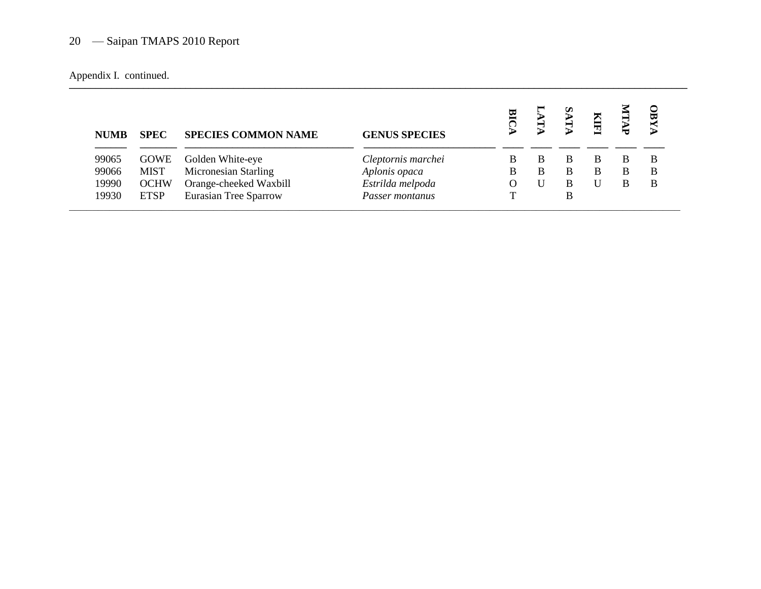Appendix I. continued.

| NUMB | SPEC | SPECIES COMMON NAME | GENUS SPECIES | BICA | LATA | SATA | KIFI | MTAP | OBYA |
|---|---|---|---|---|---|---|---|---|---|
| 99065 | GOWE | Golden White-eye | *Cleptornis marchei* | B | B | B | B | B | B |
| 99066 | MIST | Micronesian Starling | *Aplonis opaca* | B | B | B | B | B | B |
| 19990 | OCHW | Orange-cheeked Waxbill | *Estrilda melpoda* | O | U | B | U | B | B |
| 19930 | ETSP | Eurasian Tree Sparrow | *Passer montanus* | T | | B | | | |